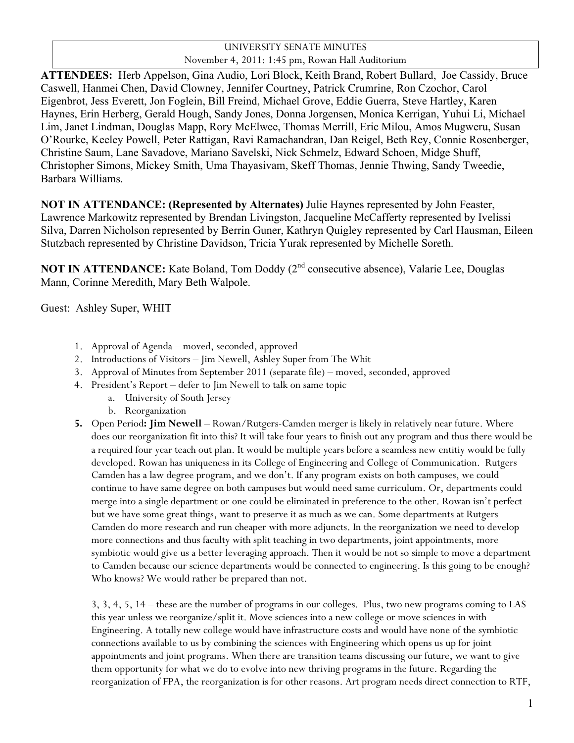UNIVERSITY SENATE MINUTES
November 4, 2011: 1:45 pm, Rowan Hall Auditorium

**ATTENDEES:** Herb Appelson, Gina Audio, Lori Block, Keith Brand, Robert Bullard, Joe Cassidy, Bruce Caswell, Hanmei Chen, David Clowney, Jennifer Courtney, Patrick Crumrine, Ron Czochor, Carol Eigenbrot, Jess Everett, Jon Foglein, Bill Freind, Michael Grove, Eddie Guerra, Steve Hartley, Karen Haynes, Erin Herberg, Gerald Hough, Sandy Jones, Donna Jorgensen, Monica Kerrigan, Yuhui Li, Michael Lim, Janet Lindman, Douglas Mapp, Rory McElwee, Thomas Merrill, Eric Milou, Amos Mugweru, Susan O'Rourke, Keeley Powell, Peter Rattigan, Ravi Ramachandran, Dan Reigel, Beth Rey, Connie Rosenberger, Christine Saum, Lane Savadove, Mariano Savelski, Nick Schmelz, Edward Schoen, Midge Shuff, Christopher Simons, Mickey Smith, Uma Thayasivam, Skeff Thomas, Jennie Thwing, Sandy Tweedie, Barbara Williams.

**NOT IN ATTENDANCE: (Represented by Alternates)** Julie Haynes represented by John Feaster, Lawrence Markowitz represented by Brendan Livingston, Jacqueline McCafferty represented by Ivelissi Silva, Darren Nicholson represented by Berrin Guner, Kathryn Quigley represented by Carl Hausman, Eileen Stutzbach represented by Christine Davidson, Tricia Yurak represented by Michelle Soreth.

**NOT IN ATTENDANCE:** Kate Boland, Tom Doddy (2nd consecutive absence), Valarie Lee, Douglas Mann, Corinne Meredith, Mary Beth Walpole.

Guest: Ashley Super, WHIT

1. Approval of Agenda – moved, seconded, approved
2. Introductions of Visitors – Jim Newell, Ashley Super from The Whit
3. Approval of Minutes from September 2011 (separate file) – moved, seconded, approved
4. President's Report – defer to Jim Newell to talk on same topic
   a. University of South Jersey
   b. Reorganization
5. Open Period**: Jim Newell** – Rowan/Rutgers-Camden merger is likely in relatively near future. Where does our reorganization fit into this? It will take four years to finish out any program and thus there would be a required four year teach out plan. It would be multiple years before a seamless new entitiy would be fully developed. Rowan has uniqueness in its College of Engineering and College of Communication. Rutgers Camden has a law degree program, and we don't. If any program exists on both campuses, we could continue to have same degree on both campuses but would need same curriculum. Or, departments could merge into a single department or one could be eliminated in preference to the other. Rowan isn't perfect but we have some great things, want to preserve it as much as we can. Some departments at Rutgers Camden do more research and run cheaper with more adjuncts. In the reorganization we need to develop more connections and thus faculty with split teaching in two departments, joint appointments, more symbiotic would give us a better leveraging approach. Then it would be not so simple to move a department to Camden because our science departments would be connected to engineering. Is this going to be enough? Who knows? We would rather be prepared than not.

   3, 3, 4, 5, 14 – these are the number of programs in our colleges. Plus, two new programs coming to LAS this year unless we reorganize/split it. Move sciences into a new college or move sciences in with Engineering. A totally new college would have infrastructure costs and would have none of the symbiotic connections available to us by combining the sciences with Engineering which opens us up for joint appointments and joint programs. When there are transition teams discussing our future, we want to give them opportunity for what we do to evolve into new thriving programs in the future. Regarding the reorganization of FPA, the reorganization is for other reasons. Art program needs direct connection to RTF,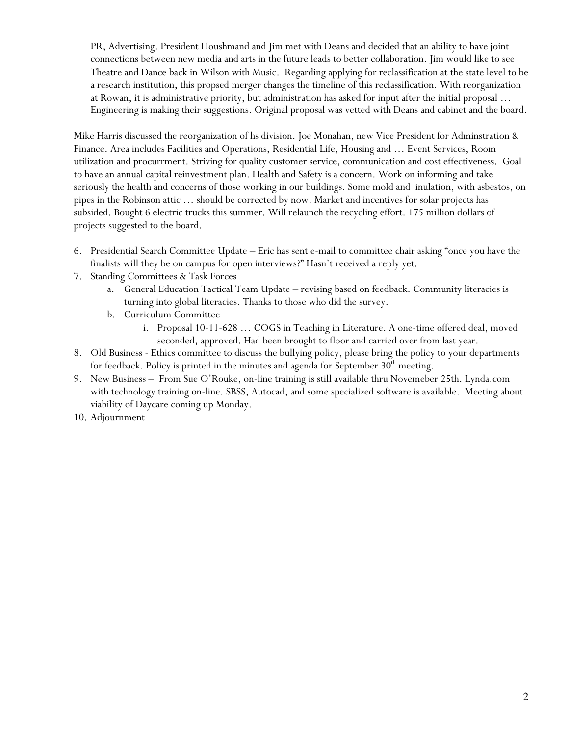PR, Advertising. President Houshmand and Jim met with Deans and decided that an ability to have joint connections between new media and arts in the future leads to better collaboration. Jim would like to see Theatre and Dance back in Wilson with Music. Regarding applying for reclassification at the state level to be a research institution, this propsed merger changes the timeline of this reclassification. With reorganization at Rowan, it is administrative priority, but administration has asked for input after the initial proposal … Engineering is making their suggestions. Original proposal was vetted with Deans and cabinet and the board.

Mike Harris discussed the reorganization of hs division. Joe Monahan, new Vice President for Adminstration & Finance. Area includes Facilities and Operations, Residential Life, Housing and … Event Services, Room utilization and procurrment. Striving for quality customer service, communication and cost effectiveness. Goal to have an annual capital reinvestment plan. Health and Safety is a concern. Work on informing and take seriously the health and concerns of those working in our buildings. Some mold and inulation, with asbestos, on pipes in the Robinson attic … should be corrected by now. Market and incentives for solar projects has subsided. Bought 6 electric trucks this summer. Will relaunch the recycling effort. 175 million dollars of projects suggested to the board.

6. Presidential Search Committee Update – Eric has sent e-mail to committee chair asking "once you have the finalists will they be on campus for open interviews?" Hasn't received a reply yet.
7. Standing Committees & Task Forces
   a. General Education Tactical Team Update – revising based on feedback. Community literacies is turning into global literacies. Thanks to those who did the survey.
   b. Curriculum Committee
      i. Proposal 10-11-628 … COGS in Teaching in Literature. A one-time offered deal, moved seconded, approved. Had been brought to floor and carried over from last year.
8. Old Business - Ethics committee to discuss the bullying policy, please bring the policy to your departments for feedback. Policy is printed in the minutes and agenda for September 30th meeting.
9. New Business – From Sue O'Rouke, on-line training is still available thru Novemeber 25th. Lynda.com with technology training on-line. SBSS, Autocad, and some specialized software is available. Meeting about viability of Daycare coming up Monday.
10. Adjournment